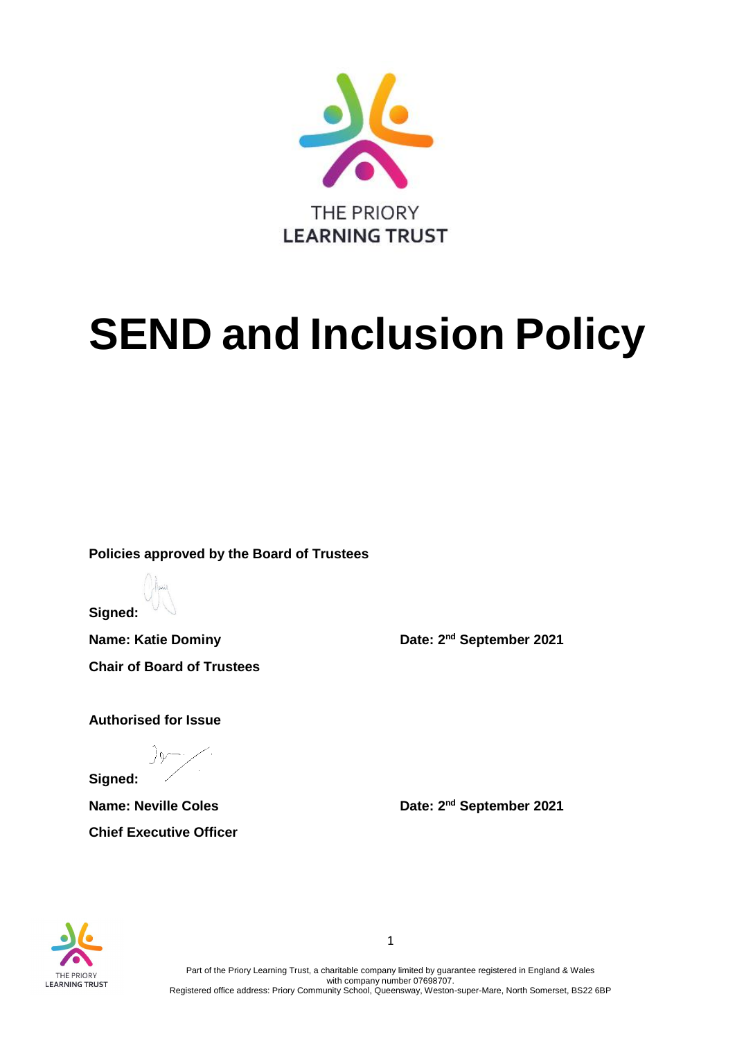THE PRIORY
LEARNING TRUST

# SEND and Inclusion Policy

**Policies approved by the Board of Trustees**

**Signed:**

**Name: Katie Dominy**

**Date: 2nd September 2021**

**Chair of Board of Trustees**

**Authorised for Issue**

**Signed:**

**Name: Neville Coles**

**Date: 2nd September 2021**

**Chief Executive Officer**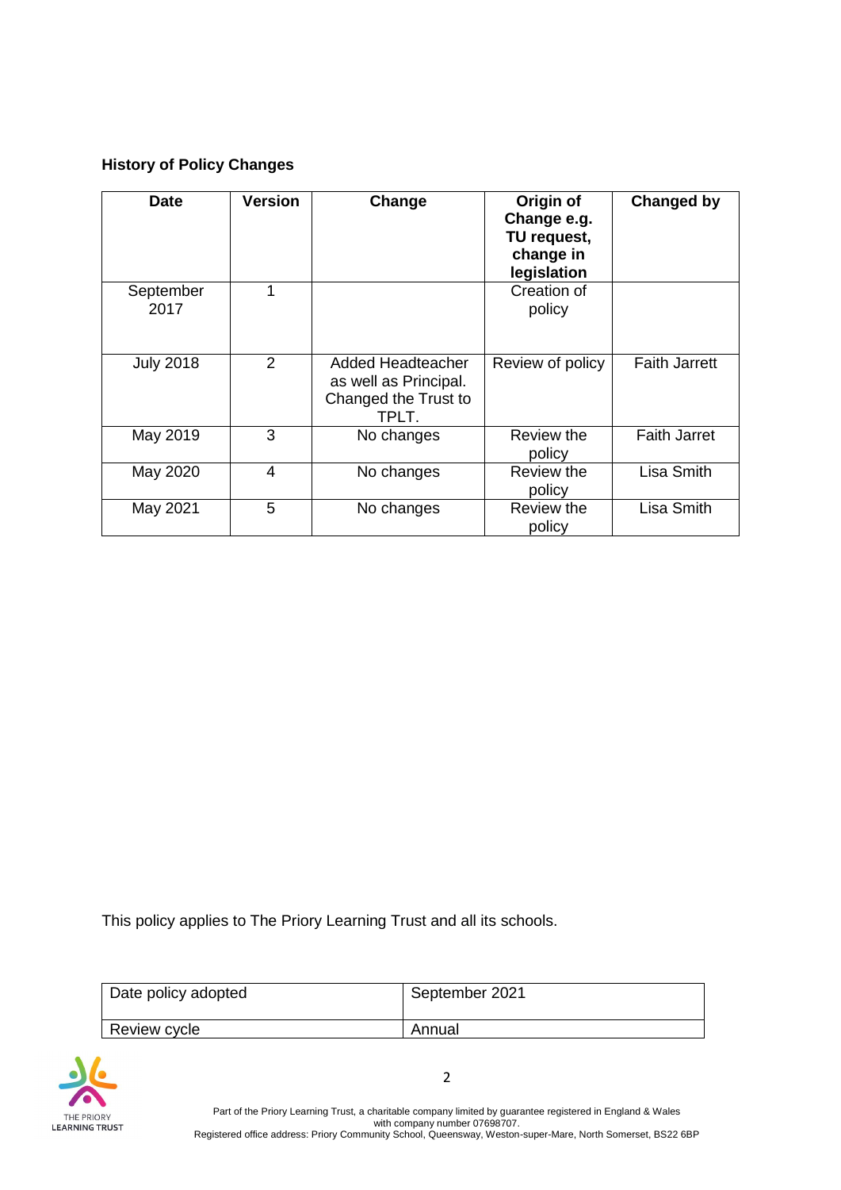**History of Policy Changes**

| Date | Version | Change | Origin of Change e.g. TU request, change in legislation | Changed by |
|---|---|---|---|---|
| September 2017 | 1 | | Creation of policy | |
| July 2018 | 2 | Added Headteacher as well as Principal. Changed the Trust to TPLT. | Review of policy | Faith Jarrett |
| May 2019 | 3 | No changes | Review the policy | Faith Jarret |
| May 2020 | 4 | No changes | Review the policy | Lisa Smith |
| May 2021 | 5 | No changes | Review the policy | Lisa Smith |

This policy applies to The Priory Learning Trust and all its schools.

| Date policy adopted | September 2021 |
|---|---|
| Review cycle | Annual |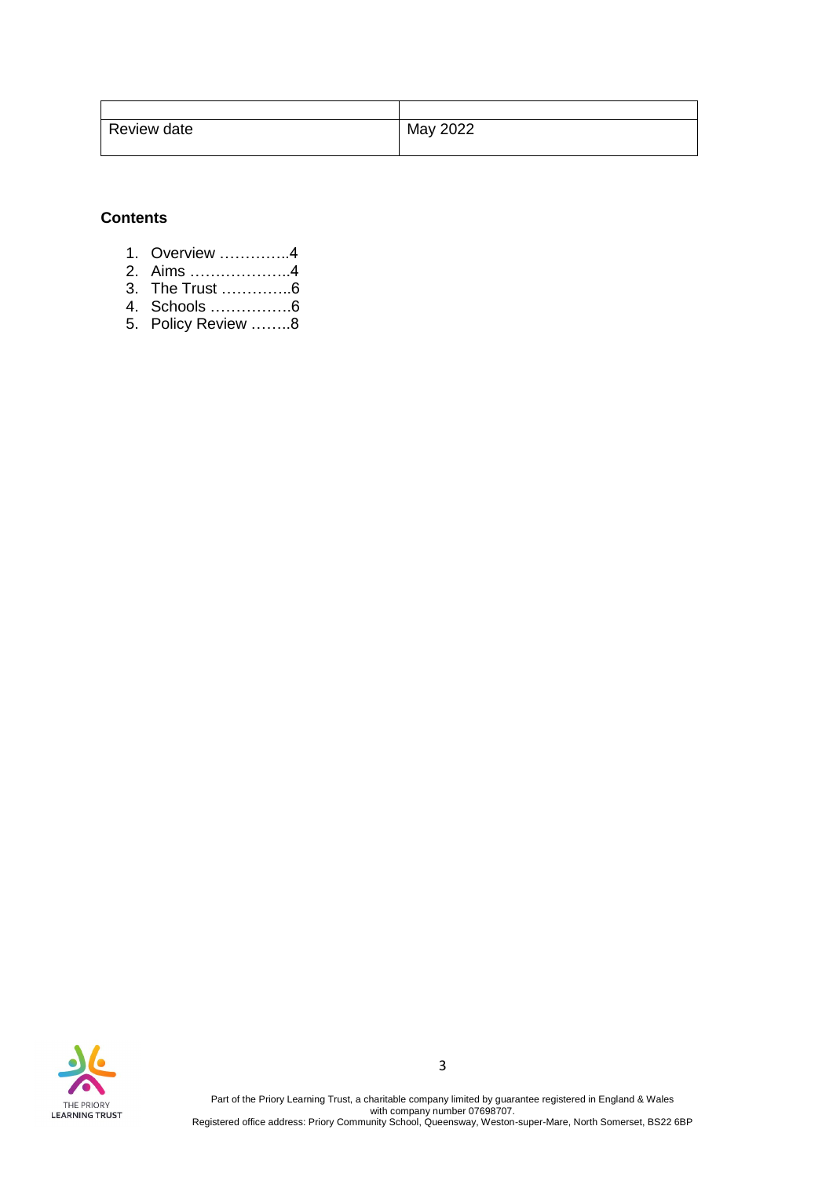| | |
|---|---|
| Review date | May 2022 |

**Contents**

1. Overview ………….4
2. Aims ………………..4
3. The Trust …………..6
4. Schools …………….6
5. Policy Review ……..8

Part of the Priory Learning Trust, a charitable company limited by guarantee registered in England & Wales with company number 07698707.
Registered office address: Priory Community School, Queensway, Weston-super-Mare, North Somerset, BS22 6BP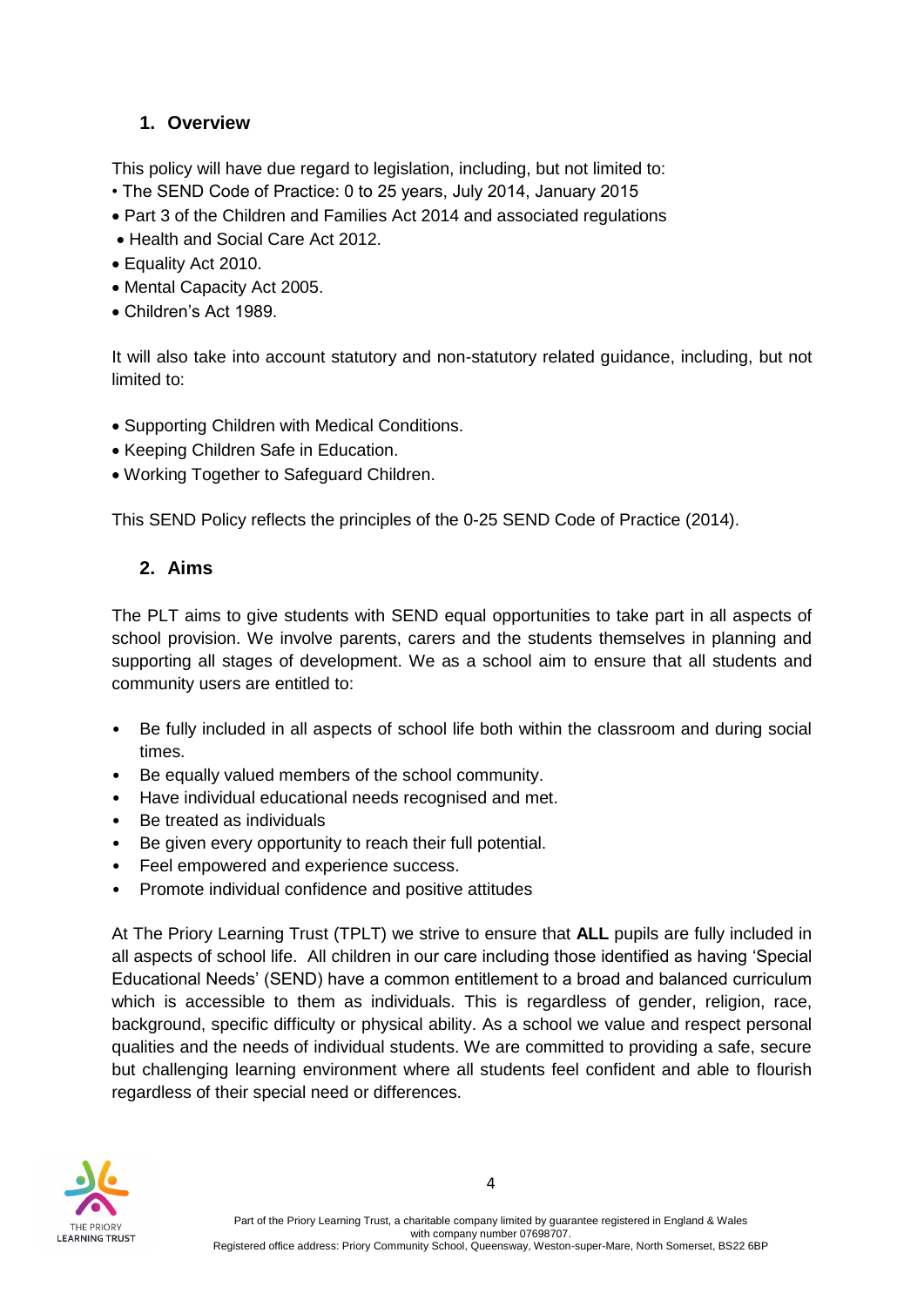## 1. Overview

This policy will have due regard to legislation, including, but not limited to:

- The SEND Code of Practice: 0 to 25 years, July 2014, January 2015
- Part 3 of the Children and Families Act 2014 and associated regulations
- Health and Social Care Act 2012.
- Equality Act 2010.
- Mental Capacity Act 2005.
- Children's Act 1989.

It will also take into account statutory and non-statutory related guidance, including, but not limited to:

- Supporting Children with Medical Conditions.
- Keeping Children Safe in Education.
- Working Together to Safeguard Children.

This SEND Policy reflects the principles of the 0-25 SEND Code of Practice (2014).

## 2. Aims

The PLT aims to give students with SEND equal opportunities to take part in all aspects of school provision. We involve parents, carers and the students themselves in planning and supporting all stages of development. We as a school aim to ensure that all students and community users are entitled to:

- Be fully included in all aspects of school life both within the classroom and during social times.
- Be equally valued members of the school community.
- Have individual educational needs recognised and met.
- Be treated as individuals
- Be given every opportunity to reach their full potential.
- Feel empowered and experience success.
- Promote individual confidence and positive attitudes

At The Priory Learning Trust (TPLT) we strive to ensure that **ALL** pupils are fully included in all aspects of school life. All children in our care including those identified as having 'Special Educational Needs' (SEND) have a common entitlement to a broad and balanced curriculum which is accessible to them as individuals. This is regardless of gender, religion, race, background, specific difficulty or physical ability. As a school we value and respect personal qualities and the needs of individual students. We are committed to providing a safe, secure but challenging learning environment where all students feel confident and able to flourish regardless of their special need or differences.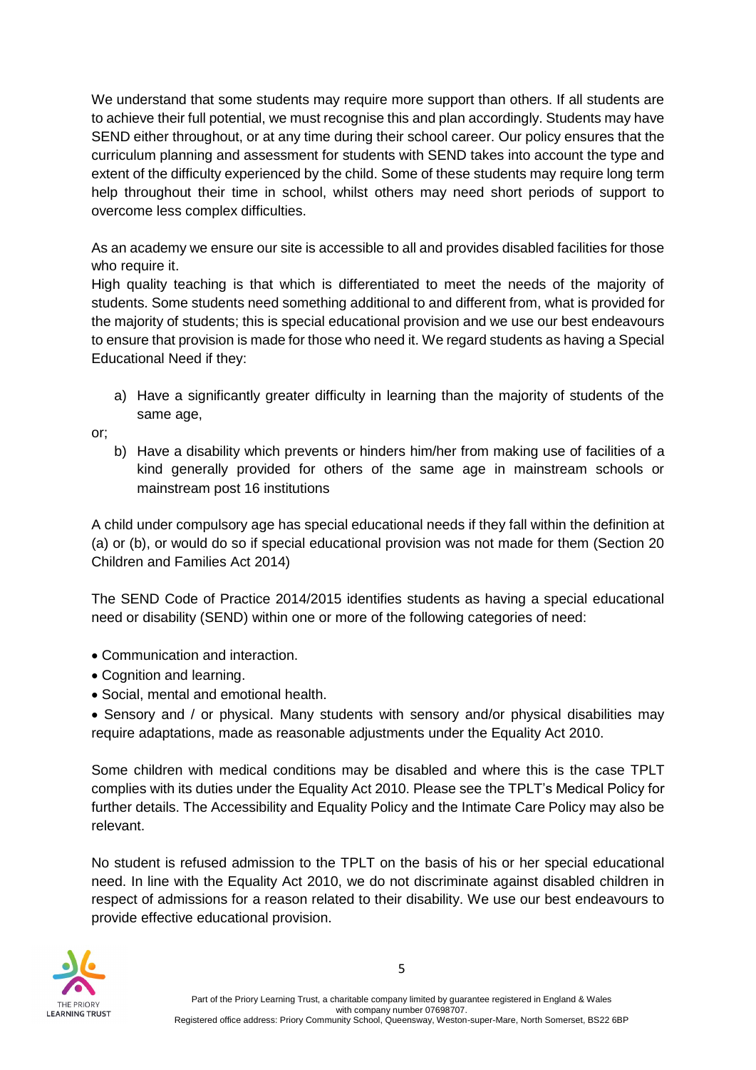We understand that some students may require more support than others. If all students are to achieve their full potential, we must recognise this and plan accordingly. Students may have SEND either throughout, or at any time during their school career. Our policy ensures that the curriculum planning and assessment for students with SEND takes into account the type and extent of the difficulty experienced by the child. Some of these students may require long term help throughout their time in school, whilst others may need short periods of support to overcome less complex difficulties.

As an academy we ensure our site is accessible to all and provides disabled facilities for those who require it.

High quality teaching is that which is differentiated to meet the needs of the majority of students. Some students need something additional to and different from, what is provided for the majority of students; this is special educational provision and we use our best endeavours to ensure that provision is made for those who need it. We regard students as having a Special Educational Need if they:

a) Have a significantly greater difficulty in learning than the majority of students of the same age,

or;

b) Have a disability which prevents or hinders him/her from making use of facilities of a kind generally provided for others of the same age in mainstream schools or mainstream post 16 institutions

A child under compulsory age has special educational needs if they fall within the definition at (a) or (b), or would do so if special educational provision was not made for them (Section 20 Children and Families Act 2014)

The SEND Code of Practice 2014/2015 identifies students as having a special educational need or disability (SEND) within one or more of the following categories of need:

- Communication and interaction.
- Cognition and learning.
- Social, mental and emotional health.
- Sensory and / or physical. Many students with sensory and/or physical disabilities may require adaptations, made as reasonable adjustments under the Equality Act 2010.

Some children with medical conditions may be disabled and where this is the case TPLT complies with its duties under the Equality Act 2010. Please see the TPLT's Medical Policy for further details. The Accessibility and Equality Policy and the Intimate Care Policy may also be relevant.

No student is refused admission to the TPLT on the basis of his or her special educational need. In line with the Equality Act 2010, we do not discriminate against disabled children in respect of admissions for a reason related to their disability. We use our best endeavours to provide effective educational provision.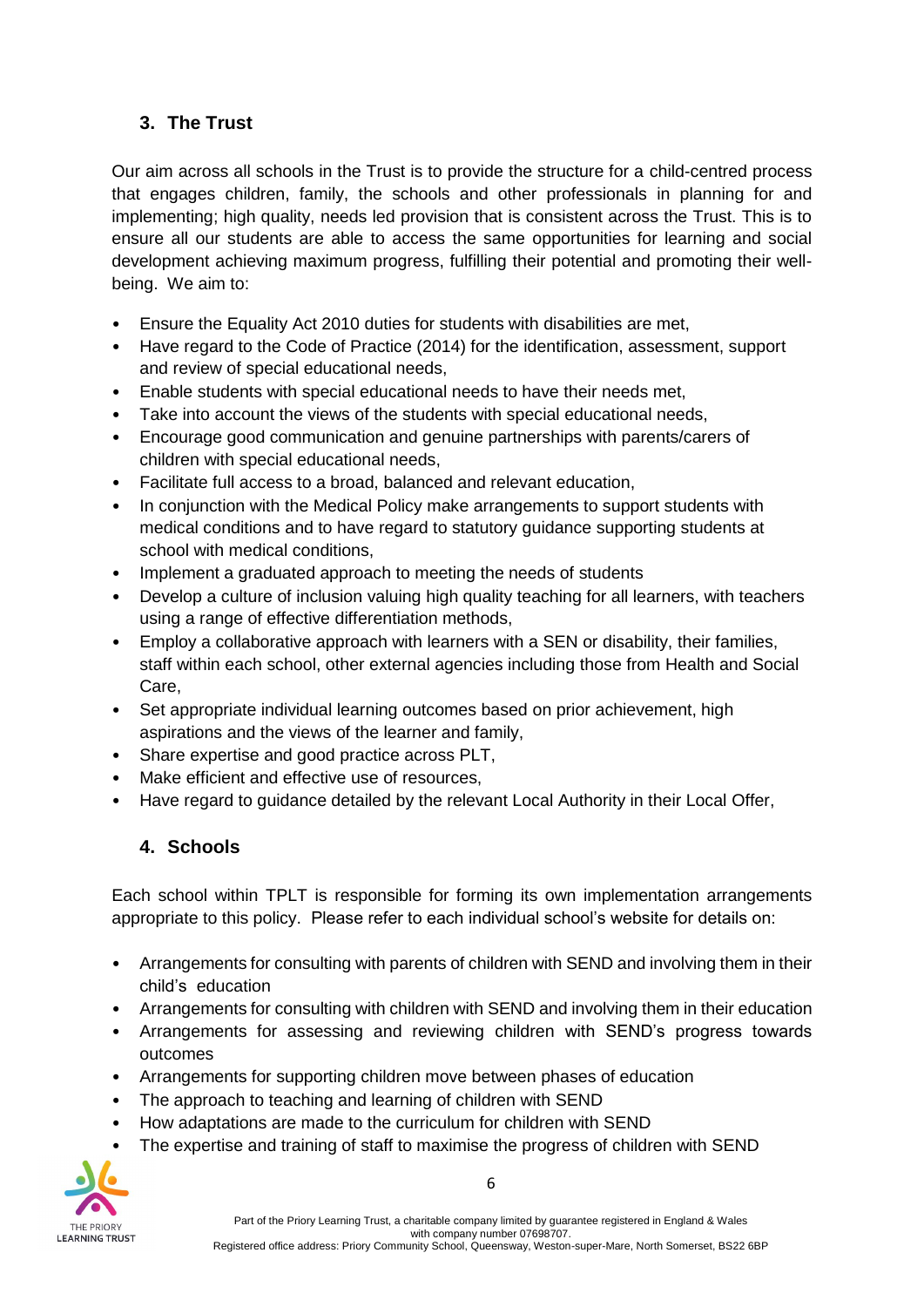## 3. The Trust

Our aim across all schools in the Trust is to provide the structure for a child-centred process that engages children, family, the schools and other professionals in planning for and implementing; high quality, needs led provision that is consistent across the Trust. This is to ensure all our students are able to access the same opportunities for learning and social development achieving maximum progress, fulfilling their potential and promoting their well-being. We aim to:

- Ensure the Equality Act 2010 duties for students with disabilities are met,
- Have regard to the Code of Practice (2014) for the identification, assessment, support and review of special educational needs,
- Enable students with special educational needs to have their needs met,
- Take into account the views of the students with special educational needs,
- Encourage good communication and genuine partnerships with parents/carers of children with special educational needs,
- Facilitate full access to a broad, balanced and relevant education,
- In conjunction with the Medical Policy make arrangements to support students with medical conditions and to have regard to statutory guidance supporting students at school with medical conditions,
- Implement a graduated approach to meeting the needs of students
- Develop a culture of inclusion valuing high quality teaching for all learners, with teachers using a range of effective differentiation methods,
- Employ a collaborative approach with learners with a SEN or disability, their families, staff within each school, other external agencies including those from Health and Social Care,
- Set appropriate individual learning outcomes based on prior achievement, high aspirations and the views of the learner and family,
- Share expertise and good practice across PLT,
- Make efficient and effective use of resources,
- Have regard to guidance detailed by the relevant Local Authority in their Local Offer,

## 4. Schools

Each school within TPLT is responsible for forming its own implementation arrangements appropriate to this policy. Please refer to each individual school's website for details on:

- Arrangements for consulting with parents of children with SEND and involving them in their child's education
- Arrangements for consulting with children with SEND and involving them in their education
- Arrangements for assessing and reviewing children with SEND's progress towards outcomes
- Arrangements for supporting children move between phases of education
- The approach to teaching and learning of children with SEND
- How adaptations are made to the curriculum for children with SEND
- The expertise and training of staff to maximise the progress of children with SEND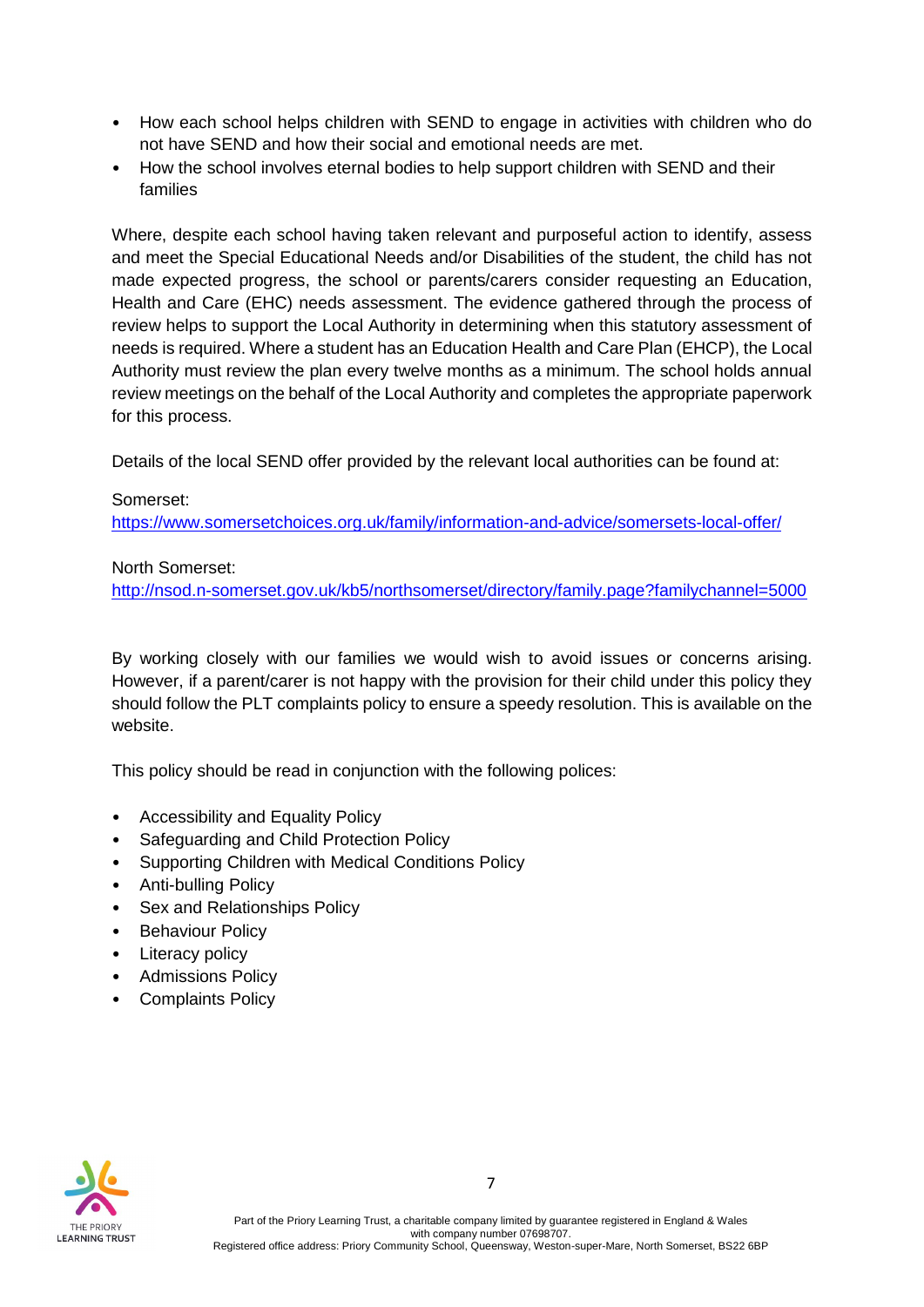- How each school helps children with SEND to engage in activities with children who do not have SEND and how their social and emotional needs are met.
- How the school involves eternal bodies to help support children with SEND and their families

Where, despite each school having taken relevant and purposeful action to identify, assess and meet the Special Educational Needs and/or Disabilities of the student, the child has not made expected progress, the school or parents/carers consider requesting an Education, Health and Care (EHC) needs assessment. The evidence gathered through the process of review helps to support the Local Authority in determining when this statutory assessment of needs is required. Where a student has an Education Health and Care Plan (EHCP), the Local Authority must review the plan every twelve months as a minimum. The school holds annual review meetings on the behalf of the Local Authority and completes the appropriate paperwork for this process.

Details of the local SEND offer provided by the relevant local authorities can be found at:

Somerset:
https://www.somersetchoices.org.uk/family/information-and-advice/somersets-local-offer/

North Somerset:
http://nsod.n-somerset.gov.uk/kb5/northsomerset/directory/family.page?familychannel=5000

By working closely with our families we would wish to avoid issues or concerns arising. However, if a parent/carer is not happy with the provision for their child under this policy they should follow the PLT complaints policy to ensure a speedy resolution. This is available on the website.

This policy should be read in conjunction with the following polices:

- Accessibility and Equality Policy
- Safeguarding and Child Protection Policy
- Supporting Children with Medical Conditions Policy
- Anti-bulling Policy
- Sex and Relationships Policy
- Behaviour Policy
- Literacy policy
- Admissions Policy
- Complaints Policy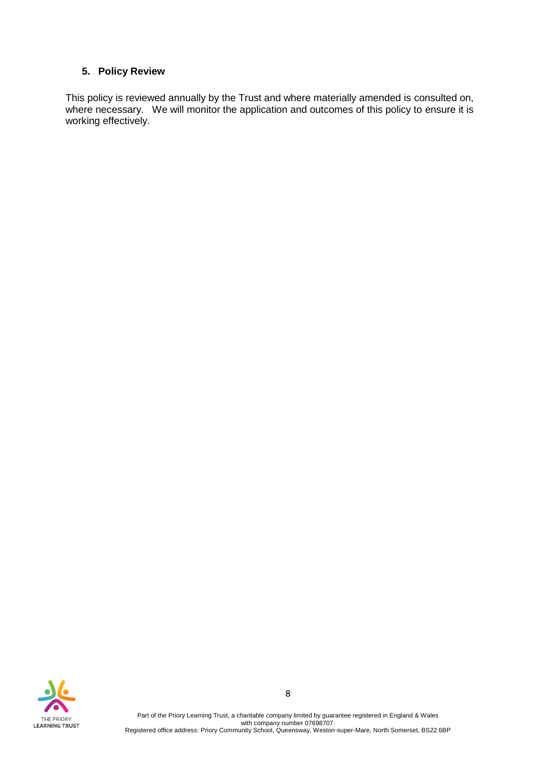## 5. Policy Review

This policy is reviewed annually by the Trust and where materially amended is consulted on, where necessary. We will monitor the application and outcomes of this policy to ensure it is working effectively.